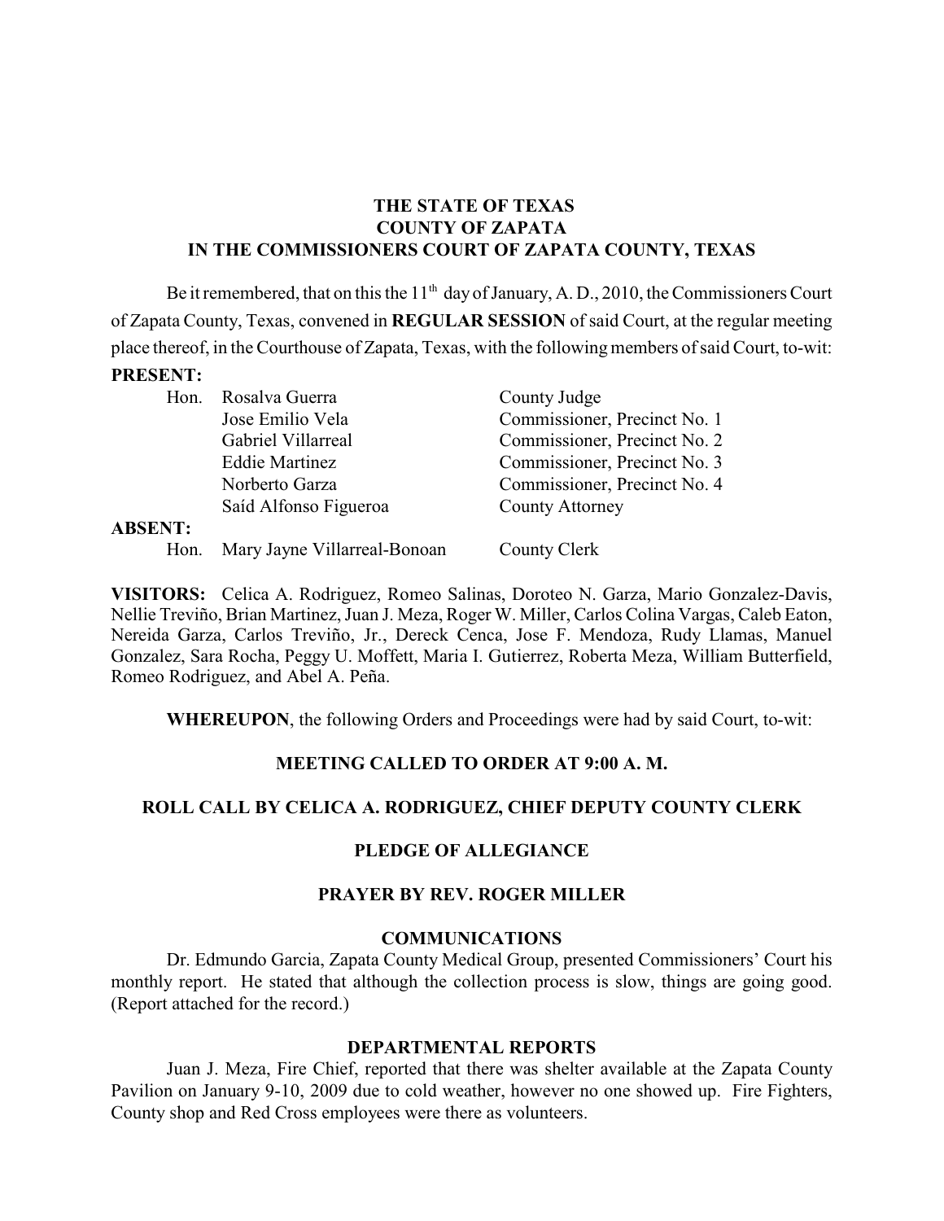**THE STATE OF TEXAS**
**COUNTY OF ZAPATA**
**IN THE COMMISSIONERS COURT OF ZAPATA COUNTY, TEXAS**

Be it remembered, that on this the 11th day of January, A. D., 2010, the Commissioners Court of Zapata County, Texas, convened in **REGULAR SESSION** of said Court, at the regular meeting place thereof, in the Courthouse of Zapata, Texas, with the following members of said Court, to-wit:

**PRESENT:**

| | | |
|---|---|---|
| Hon. | Rosalva Guerra | County Judge |
| | Jose Emilio Vela | Commissioner, Precinct No. 1 |
| | Gabriel Villarreal | Commissioner, Precinct No. 2 |
| | Eddie Martinez | Commissioner, Precinct No. 3 |
| | Norberto Garza | Commissioner, Precinct No. 4 |
| | Saíd Alfonso Figueroa | County Attorney |

**ABSENT:**

| | | |
|---|---|---|
| Hon. | Mary Jayne Villarreal-Bonoan | County Clerk |

**VISITORS:** Celica A. Rodriguez, Romeo Salinas, Doroteo N. Garza, Mario Gonzalez-Davis, Nellie Treviño, Brian Martinez, Juan J. Meza, Roger W. Miller, Carlos Colina Vargas, Caleb Eaton, Nereida Garza, Carlos Treviño, Jr., Dereck Cenca, Jose F. Mendoza, Rudy Llamas, Manuel Gonzalez, Sara Rocha, Peggy U. Moffett, Maria I. Gutierrez, Roberta Meza, William Butterfield, Romeo Rodriguez, and Abel A. Peña.

**WHEREUPON**, the following Orders and Proceedings were had by said Court, to-wit:

**MEETING CALLED TO ORDER AT 9:00 A. M.**

**ROLL CALL BY CELICA A. RODRIGUEZ, CHIEF DEPUTY COUNTY CLERK**

**PLEDGE OF ALLEGIANCE**

**PRAYER BY REV. ROGER MILLER**

**COMMUNICATIONS**

Dr. Edmundo Garcia, Zapata County Medical Group, presented Commissioners' Court his monthly report. He stated that although the collection process is slow, things are going good. (Report attached for the record.)

**DEPARTMENTAL REPORTS**

Juan J. Meza, Fire Chief, reported that there was shelter available at the Zapata County Pavilion on January 9-10, 2009 due to cold weather, however no one showed up. Fire Fighters, County shop and Red Cross employees were there as volunteers.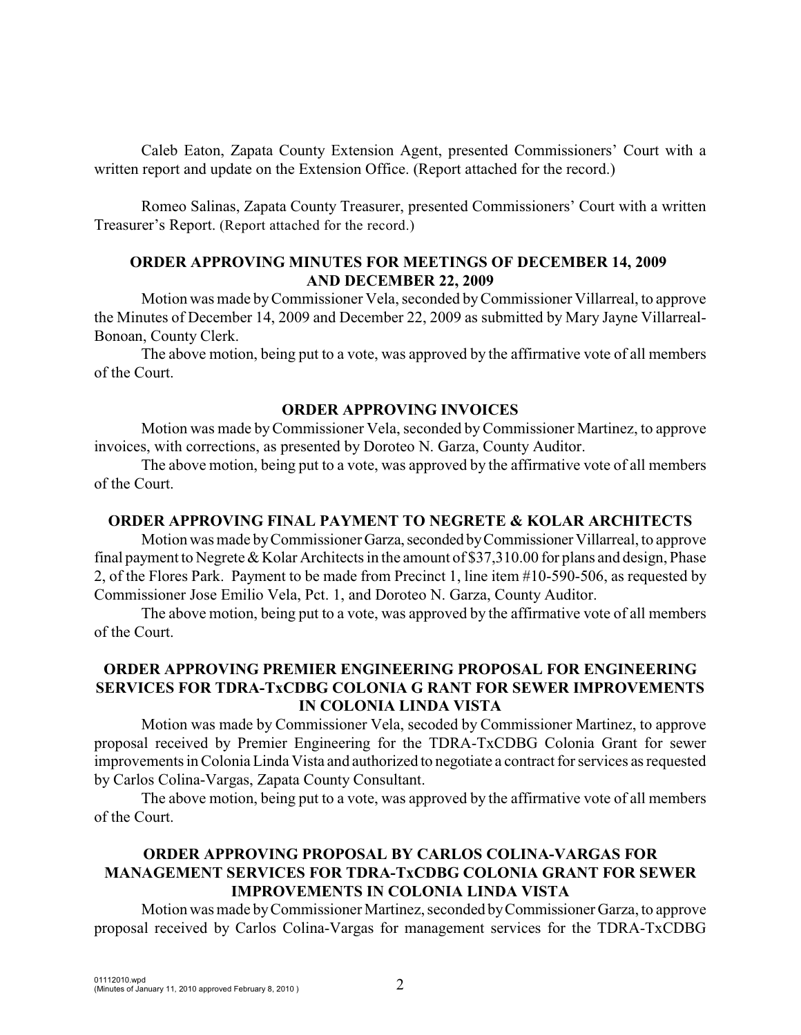Caleb Eaton, Zapata County Extension Agent, presented Commissioners' Court with a written report and update on the Extension Office. (Report attached for the record.)

Romeo Salinas, Zapata County Treasurer, presented Commissioners' Court with a written Treasurer's Report. (Report attached for the record.)

**ORDER APPROVING MINUTES FOR MEETINGS OF DECEMBER 14, 2009 AND DECEMBER 22, 2009**

Motion was made by Commissioner Vela, seconded by Commissioner Villarreal, to approve the Minutes of December 14, 2009 and December 22, 2009 as submitted by Mary Jayne Villarreal-Bonoan, County Clerk.

The above motion, being put to a vote, was approved by the affirmative vote of all members of the Court.

**ORDER APPROVING INVOICES**

Motion was made by Commissioner Vela, seconded by Commissioner Martinez, to approve invoices, with corrections, as presented by Doroteo N. Garza, County Auditor.

The above motion, being put to a vote, was approved by the affirmative vote of all members of the Court.

**ORDER APPROVING FINAL PAYMENT TO NEGRETE & KOLAR ARCHITECTS**

Motion was made by Commissioner Garza, seconded by Commissioner Villarreal, to approve final payment to Negrete & Kolar Architects in the amount of $37,310.00 for plans and design, Phase 2, of the Flores Park. Payment to be made from Precinct 1, line item #10-590-506, as requested by Commissioner Jose Emilio Vela, Pct. 1, and Doroteo N. Garza, County Auditor.

The above motion, being put to a vote, was approved by the affirmative vote of all members of the Court.

**ORDER APPROVING PREMIER ENGINEERING PROPOSAL FOR ENGINEERING SERVICES FOR TDRA-TxCDBG COLONIA G RANT FOR SEWER IMPROVEMENTS IN COLONIA LINDA VISTA**

Motion was made by Commissioner Vela, secoded by Commissioner Martinez, to approve proposal received by Premier Engineering for the TDRA-TxCDBG Colonia Grant for sewer improvements in Colonia Linda Vista and authorized to negotiate a contract for services as requested by Carlos Colina-Vargas, Zapata County Consultant.

The above motion, being put to a vote, was approved by the affirmative vote of all members of the Court.

**ORDER APPROVING PROPOSAL BY CARLOS COLINA-VARGAS FOR MANAGEMENT SERVICES FOR TDRA-TxCDBG COLONIA GRANT FOR SEWER IMPROVEMENTS IN COLONIA LINDA VISTA**

Motion was made by Commissioner Martinez, seconded by Commissioner Garza, to approve proposal received by Carlos Colina-Vargas for management services for the TDRA-TxCDBG

01112010.wpd
(Minutes of January 11, 2010 approved February 8, 2010 )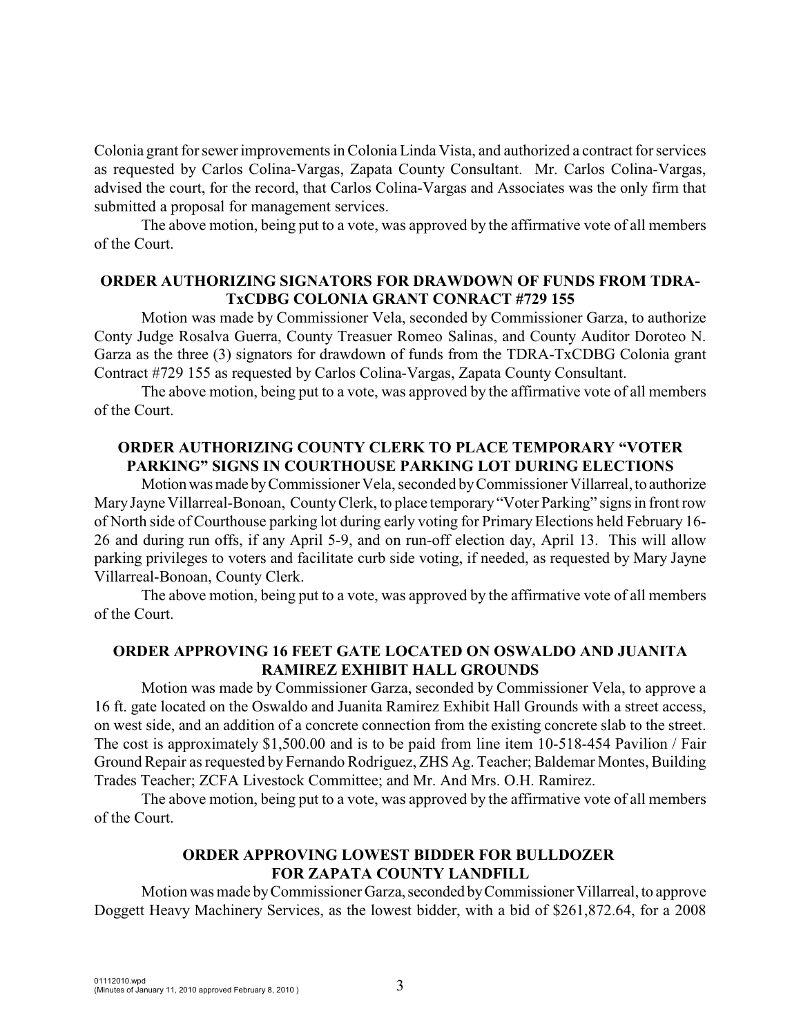Colonia grant for sewer improvements in Colonia Linda Vista, and authorized a contract for services as requested by Carlos Colina-Vargas, Zapata County Consultant. Mr. Carlos Colina-Vargas, advised the court, for the record, that Carlos Colina-Vargas and Associates was the only firm that submitted a proposal for management services.

The above motion, being put to a vote, was approved by the affirmative vote of all members of the Court.

**ORDER AUTHORIZING SIGNATORS FOR DRAWDOWN OF FUNDS FROM TDRA-TxCDBG COLONIA GRANT CONRACT #729 155**

Motion was made by Commissioner Vela, seconded by Commissioner Garza, to authorize Conty Judge Rosalva Guerra, County Treasuer Romeo Salinas, and County Auditor Doroteo N. Garza as the three (3) signators for drawdown of funds from the TDRA-TxCDBG Colonia grant Contract #729 155 as requested by Carlos Colina-Vargas, Zapata County Consultant.

The above motion, being put to a vote, was approved by the affirmative vote of all members of the Court.

**ORDER AUTHORIZING COUNTY CLERK TO PLACE TEMPORARY "VOTER PARKING" SIGNS IN COURTHOUSE PARKING LOT DURING ELECTIONS**

Motion was made by Commissioner Vela, seconded by Commissioner Villarreal, to authorize Mary Jayne Villarreal-Bonoan, County Clerk, to place temporary "Voter Parking" signs in front row of North side of Courthouse parking lot during early voting for Primary Elections held February 16-26 and during run offs, if any April 5-9, and on run-off election day, April 13. This will allow parking privileges to voters and facilitate curb side voting, if needed, as requested by Mary Jayne Villarreal-Bonoan, County Clerk.

The above motion, being put to a vote, was approved by the affirmative vote of all members of the Court.

**ORDER APPROVING 16 FEET GATE LOCATED ON OSWALDO AND JUANITA RAMIREZ EXHIBIT HALL GROUNDS**

Motion was made by Commissioner Garza, seconded by Commissioner Vela, to approve a 16 ft. gate located on the Oswaldo and Juanita Ramirez Exhibit Hall Grounds with a street access, on west side, and an addition of a concrete connection from the existing concrete slab to the street. The cost is approximately $1,500.00 and is to be paid from line item 10-518-454 Pavilion / Fair Ground Repair as requested by Fernando Rodriguez, ZHS Ag. Teacher; Baldemar Montes, Building Trades Teacher; ZCFA Livestock Committee; and Mr. And Mrs. O.H. Ramirez.

The above motion, being put to a vote, was approved by the affirmative vote of all members of the Court.

**ORDER APPROVING LOWEST BIDDER FOR BULLDOZER FOR ZAPATA COUNTY LANDFILL**

Motion was made by Commissioner Garza, seconded by Commissioner Villarreal, to approve Doggett Heavy Machinery Services, as the lowest bidder, with a bid of $261,872.64, for a 2008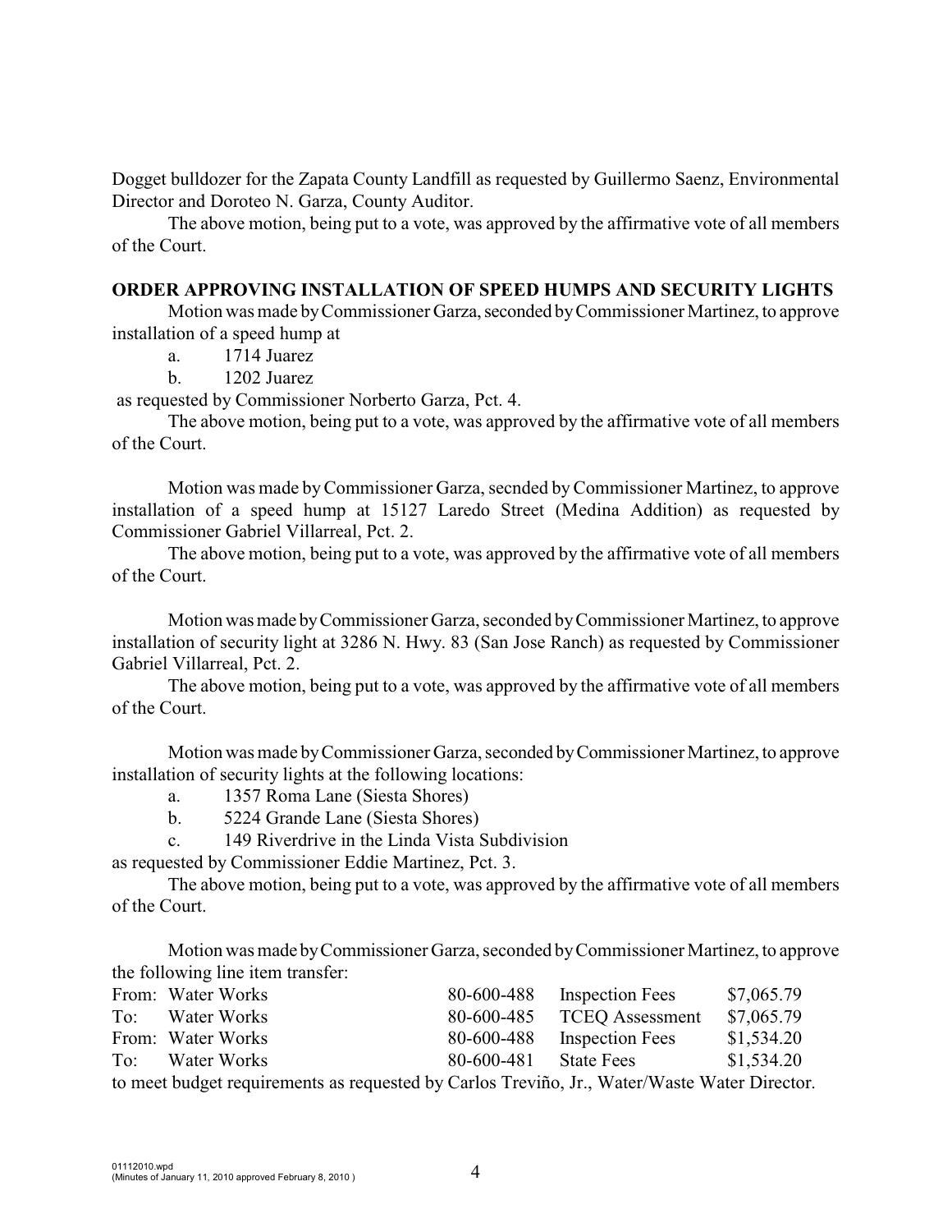Dogget bulldozer for the Zapata County Landfill as requested by Guillermo Saenz, Environmental Director and Doroteo N. Garza, County Auditor.

The above motion, being put to a vote, was approved by the affirmative vote of all members of the Court.

**ORDER APPROVING INSTALLATION OF SPEED HUMPS AND SECURITY LIGHTS**

Motion was made by Commissioner Garza, seconded by Commissioner Martinez, to approve installation of a speed hump at

a. 1714 Juarez
b. 1202 Juarez

as requested by Commissioner Norberto Garza, Pct. 4.

The above motion, being put to a vote, was approved by the affirmative vote of all members of the Court.

Motion was made by Commissioner Garza, secnded by Commissioner Martinez, to approve installation of a speed hump at 15127 Laredo Street (Medina Addition) as requested by Commissioner Gabriel Villarreal, Pct. 2.

The above motion, being put to a vote, was approved by the affirmative vote of all members of the Court.

Motion was made by Commissioner Garza, seconded by Commissioner Martinez, to approve installation of security light at 3286 N. Hwy. 83 (San Jose Ranch) as requested by Commissioner Gabriel Villarreal, Pct. 2.

The above motion, being put to a vote, was approved by the affirmative vote of all members of the Court.

Motion was made by Commissioner Garza, seconded by Commissioner Martinez, to approve installation of security lights at the following locations:

a. 1357 Roma Lane (Siesta Shores)
b. 5224 Grande Lane (Siesta Shores)
c. 149 Riverdrive in the Linda Vista Subdivision

as requested by Commissioner Eddie Martinez, Pct. 3.

The above motion, being put to a vote, was approved by the affirmative vote of all members of the Court.

Motion was made by Commissioner Garza, seconded by Commissioner Martinez, to approve the following line item transfer:

| | | | | |
|---|---|---|---|---|
| From: | Water Works | 80-600-488 | Inspection Fees | $7,065.79 |
| To: | Water Works | 80-600-485 | TCEQ Assessment | $7,065.79 |
| From: | Water Works | 80-600-488 | Inspection Fees | $1,534.20 |
| To: | Water Works | 80-600-481 | State Fees | $1,534.20 |

to meet budget requirements as requested by Carlos Treviño, Jr., Water/Waste Water Director.

01112010.wpd
(Minutes of January 11, 2010 approved February 8, 2010 )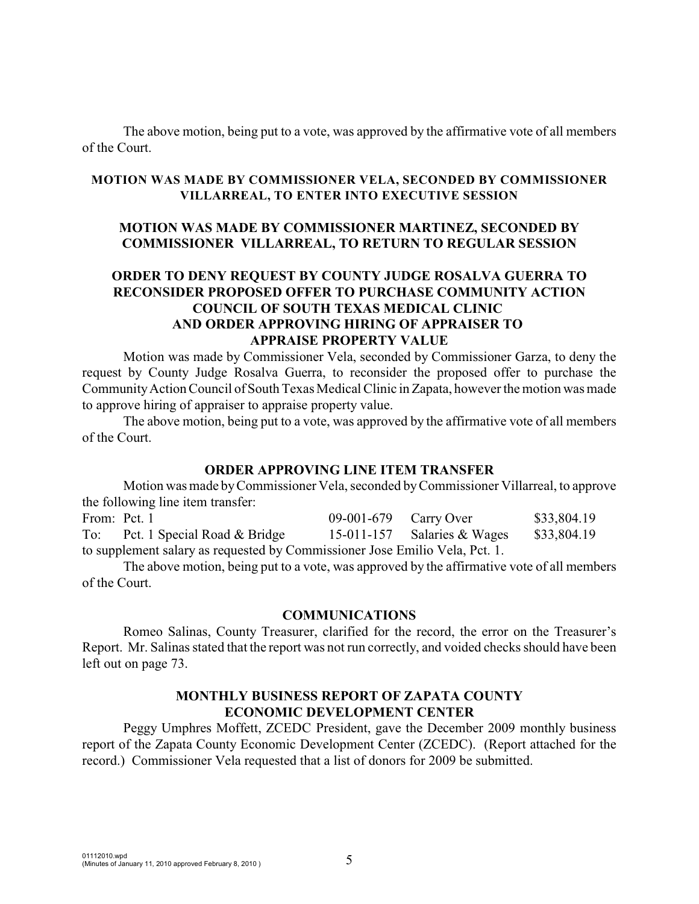The above motion, being put to a vote, was approved by the affirmative vote of all members of the Court.

**MOTION WAS MADE BY COMMISSIONER VELA, SECONDED BY COMMISSIONER VILLARREAL, TO ENTER INTO EXECUTIVE SESSION**

**MOTION WAS MADE BY COMMISSIONER MARTINEZ, SECONDED BY COMMISSIONER VILLARREAL, TO RETURN TO REGULAR SESSION**

**ORDER TO DENY REQUEST BY COUNTY JUDGE ROSALVA GUERRA TO RECONSIDER PROPOSED OFFER TO PURCHASE COMMUNITY ACTION COUNCIL OF SOUTH TEXAS MEDICAL CLINIC AND ORDER APPROVING HIRING OF APPRAISER TO APPRAISE PROPERTY VALUE**

Motion was made by Commissioner Vela, seconded by Commissioner Garza, to deny the request by County Judge Rosalva Guerra, to reconsider the proposed offer to purchase the Community Action Council of South Texas Medical Clinic in Zapata, however the motion was made to approve hiring of appraiser to appraise property value.

The above motion, being put to a vote, was approved by the affirmative vote of all members of the Court.

**ORDER APPROVING LINE ITEM TRANSFER**

Motion was made by Commissioner Vela, seconded by Commissioner Villarreal, to approve the following line item transfer:

| | | | | |
|---|---|---|---|---|
| From: | Pct. 1 | 09-001-679 | Carry Over | $33,804.19 |
| To: | Pct. 1 Special Road & Bridge | 15-011-157 | Salaries & Wages | $33,804.19 |

to supplement salary as requested by Commissioner Jose Emilio Vela, Pct. 1.

The above motion, being put to a vote, was approved by the affirmative vote of all members of the Court.

**COMMUNICATIONS**

Romeo Salinas, County Treasurer, clarified for the record, the error on the Treasurer's Report. Mr. Salinas stated that the report was not run correctly, and voided checks should have been left out on page 73.

**MONTHLY BUSINESS REPORT OF ZAPATA COUNTY ECONOMIC DEVELOPMENT CENTER**

Peggy Umphres Moffett, ZCEDC President, gave the December 2009 monthly business report of the Zapata County Economic Development Center (ZCEDC). (Report attached for the record.) Commissioner Vela requested that a list of donors for 2009 be submitted.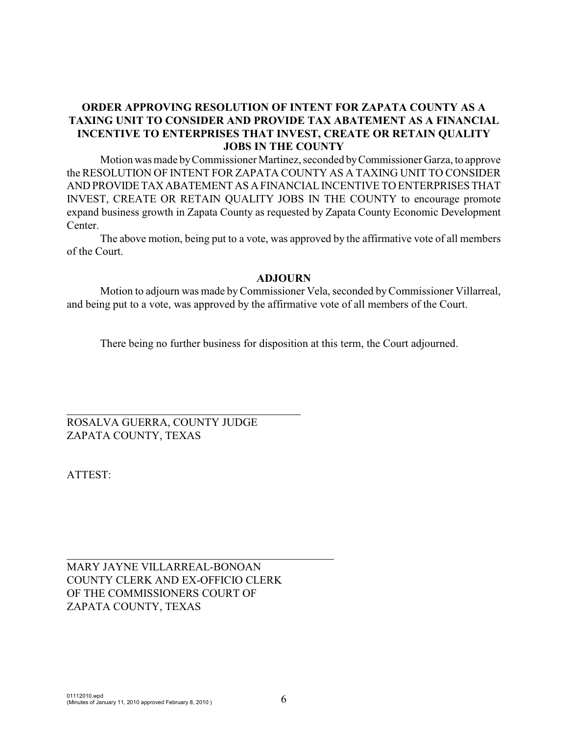**ORDER APPROVING RESOLUTION OF INTENT FOR ZAPATA COUNTY AS A TAXING UNIT TO CONSIDER AND PROVIDE TAX ABATEMENT AS A FINANCIAL INCENTIVE TO ENTERPRISES THAT INVEST, CREATE OR RETAIN QUALITY JOBS IN THE COUNTY**

Motion was made by Commissioner Martinez, seconded by Commissioner Garza, to approve the RESOLUTION OF INTENT FOR ZAPATA COUNTY AS A TAXING UNIT TO CONSIDER AND PROVIDE TAX ABATEMENT AS A FINANCIAL INCENTIVE TO ENTERPRISES THAT INVEST, CREATE OR RETAIN QUALITY JOBS IN THE COUNTY to encourage promote expand business growth in Zapata County as requested by Zapata County Economic Development Center.

The above motion, being put to a vote, was approved by the affirmative vote of all members of the Court.

**ADJOURN**

Motion to adjourn was made by Commissioner Vela, seconded by Commissioner Villarreal, and being put to a vote, was approved by the affirmative vote of all members of the Court.

There being no further business for disposition at this term, the Court adjourned.

\_\_\_\_\_\_\_\_\_\_\_\_\_\_\_\_\_\_\_\_\_\_\_\_\_\_\_\_\_\_\_\_\_\_\_\_\_\_\_\_

ROSALVA GUERRA, COUNTY JUDGE
ZAPATA COUNTY, TEXAS

ATTEST:

\_\_\_\_\_\_\_\_\_\_\_\_\_\_\_\_\_\_\_\_\_\_\_\_\_\_\_\_\_\_\_\_\_\_\_\_\_\_\_\_

MARY JAYNE VILLARREAL-BONOAN
COUNTY CLERK AND EX-OFFICIO CLERK
OF THE COMMISSIONERS COURT OF
ZAPATA COUNTY, TEXAS

01112010.wpd
(Minutes of January 11, 2010 approved February 8, 2010 )